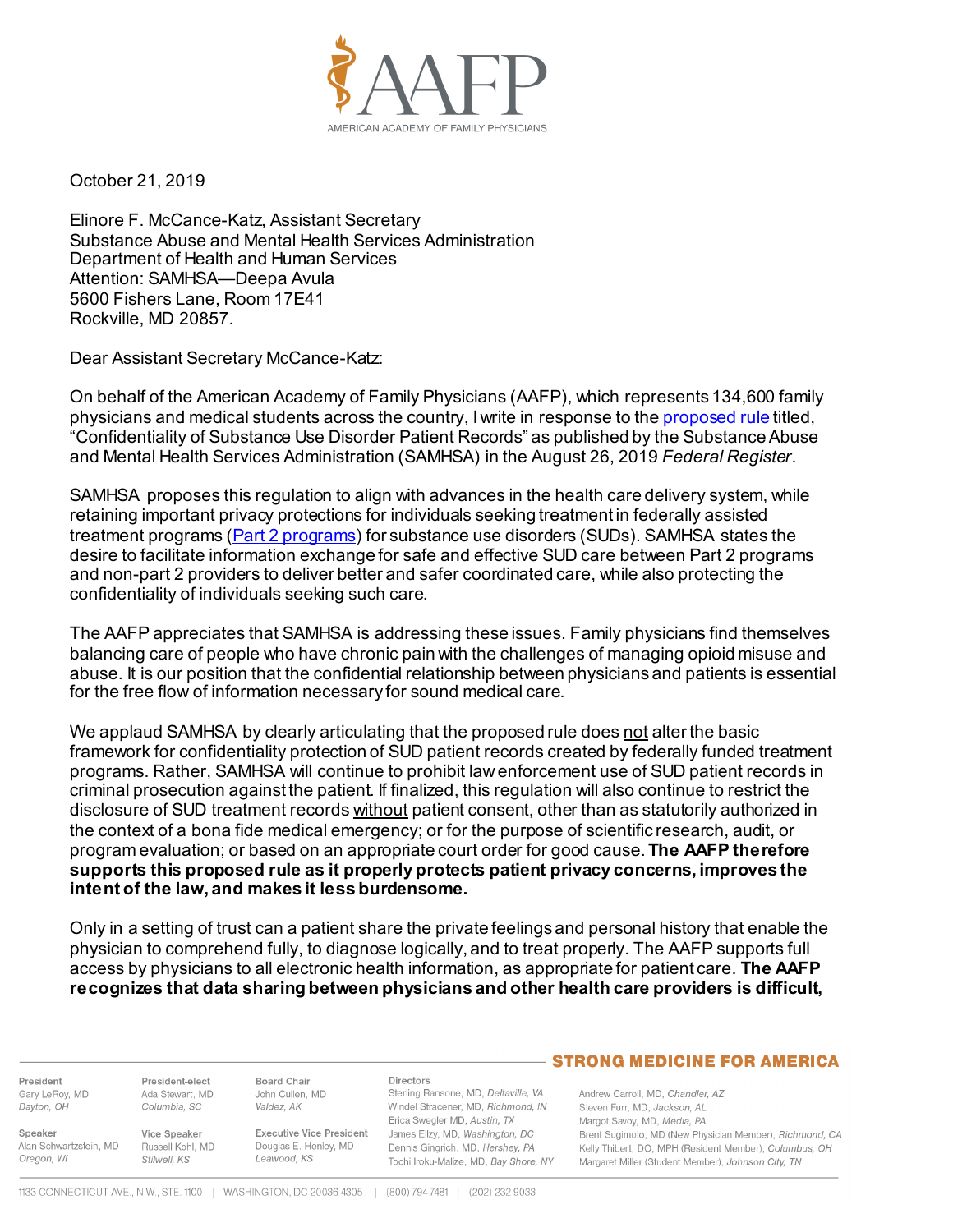October 21, 2019

Elinore F. McCance-Katz, Assistant Secretary
Substance Abuse and Mental Health Services Administration
Department of Health and Human Services
Attention: SAMHSA—Deepa Avula
5600 Fishers Lane, Room 17E41
Rockville, MD 20857.

Dear Assistant Secretary McCance-Katz:

On behalf of the American Academy of Family Physicians (AAFP), which represents 134,600 family physicians and medical students across the country, I write in response to the proposed rule titled, "Confidentiality of Substance Use Disorder Patient Records" as published by the Substance Abuse and Mental Health Services Administration (SAMHSA) in the August 26, 2019 *Federal Register*.

SAMHSA proposes this regulation to align with advances in the health care delivery system, while retaining important privacy protections for individuals seeking treatment in federally assisted treatment programs (Part 2 programs) for substance use disorders (SUDs). SAMHSA states the desire to facilitate information exchange for safe and effective SUD care between Part 2 programs and non-part 2 providers to deliver better and safer coordinated care, while also protecting the confidentiality of individuals seeking such care.

The AAFP appreciates that SAMHSA is addressing these issues. Family physicians find themselves balancing care of people who have chronic pain with the challenges of managing opioid misuse and abuse. It is our position that the confidential relationship between physicians and patients is essential for the free flow of information necessary for sound medical care.

We applaud SAMHSA by clearly articulating that the proposed rule does not alter the basic framework for confidentiality protection of SUD patient records created by federally funded treatment programs. Rather, SAMHSA will continue to prohibit law enforcement use of SUD patient records in criminal prosecution against the patient. If finalized, this regulation will also continue to restrict the disclosure of SUD treatment records without patient consent, other than as statutorily authorized in the context of a bona fide medical emergency; or for the purpose of scientific research, audit, or program evaluation; or based on an appropriate court order for good cause. **The AAFP therefore supports this proposed rule as it properly protects patient privacy concerns, improves the intent of the law, and makes it less burdensome.**

Only in a setting of trust can a patient share the private feelings and personal history that enable the physician to comprehend fully, to diagnose logically, and to treat properly. The AAFP supports full access by physicians to all electronic health information, as appropriate for patient care. **The AAFP recognizes that data sharing between physicians and other health care providers is difficult,**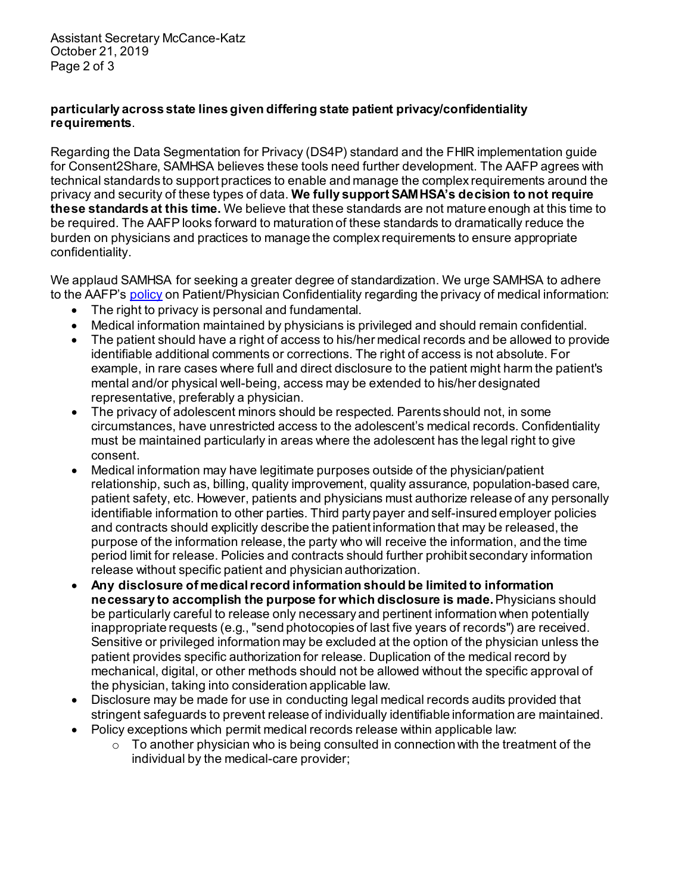**particularly across state lines given differing state patient privacy/confidentiality requirements**.

Regarding the Data Segmentation for Privacy (DS4P) standard and the FHIR implementation guide for Consent2Share, SAMHSA believes these tools need further development. The AAFP agrees with technical standards to support practices to enable and manage the complex requirements around the privacy and security of these types of data. **We fully support SAMHSA's decision to not require these standards at this time.** We believe that these standards are not mature enough at this time to be required. The AAFP looks forward to maturation of these standards to dramatically reduce the burden on physicians and practices to manage the complex requirements to ensure appropriate confidentiality.

We applaud SAMHSA for seeking a greater degree of standardization. We urge SAMHSA to adhere to the AAFP's [policy](policy) on Patient/Physician Confidentiality regarding the privacy of medical information:

- The right to privacy is personal and fundamental.
- Medical information maintained by physicians is privileged and should remain confidential.
- The patient should have a right of access to his/her medical records and be allowed to provide identifiable additional comments or corrections. The right of access is not absolute. For example, in rare cases where full and direct disclosure to the patient might harm the patient's mental and/or physical well-being, access may be extended to his/her designated representative, preferably a physician.
- The privacy of adolescent minors should be respected. Parents should not, in some circumstances, have unrestricted access to the adolescent's medical records. Confidentiality must be maintained particularly in areas where the adolescent has the legal right to give consent.
- Medical information may have legitimate purposes outside of the physician/patient relationship, such as, billing, quality improvement, quality assurance, population-based care, patient safety, etc. However, patients and physicians must authorize release of any personally identifiable information to other parties. Third party payer and self-insured employer policies and contracts should explicitly describe the patient information that may be released, the purpose of the information release, the party who will receive the information, and the time period limit for release. Policies and contracts should further prohibit secondary information release without specific patient and physician authorization.
- **Any disclosure of medical record information should be limited to information necessary to accomplish the purpose for which disclosure is made.** Physicians should be particularly careful to release only necessary and pertinent information when potentially inappropriate requests (e.g., "send photocopies of last five years of records") are received. Sensitive or privileged information may be excluded at the option of the physician unless the patient provides specific authorization for release. Duplication of the medical record by mechanical, digital, or other methods should not be allowed without the specific approval of the physician, taking into consideration applicable law.
- Disclosure may be made for use in conducting legal medical records audits provided that stringent safeguards to prevent release of individually identifiable information are maintained.
- Policy exceptions which permit medical records release within applicable law:
  - To another physician who is being consulted in connection with the treatment of the individual by the medical-care provider;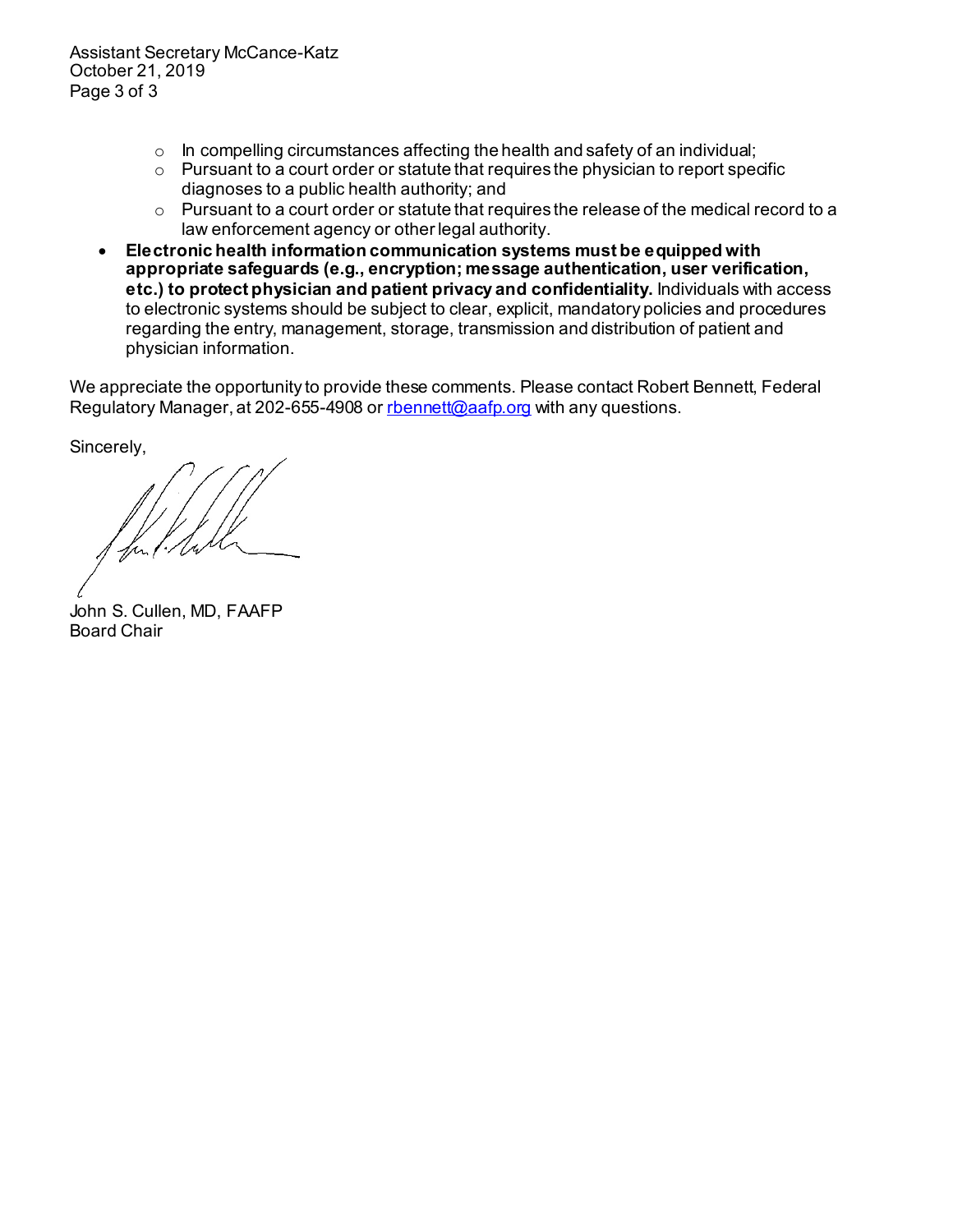- In compelling circumstances affecting the health and safety of an individual;
  - Pursuant to a court order or statute that requires the physician to report specific diagnoses to a public health authority; and
  - Pursuant to a court order or statute that requires the release of the medical record to a law enforcement agency or other legal authority.
- **Electronic health information communication systems must be equipped with appropriate safeguards (e.g., encryption; message authentication, user verification, etc.) to protect physician and patient privacy and confidentiality.** Individuals with access to electronic systems should be subject to clear, explicit, mandatory policies and procedures regarding the entry, management, storage, transmission and distribution of patient and physician information.

We appreciate the opportunity to provide these comments. Please contact Robert Bennett, Federal Regulatory Manager, at 202-655-4908 or rbennett@aafp.org with any questions.

Sincerely,

John S. Cullen, MD, FAAFP
Board Chair